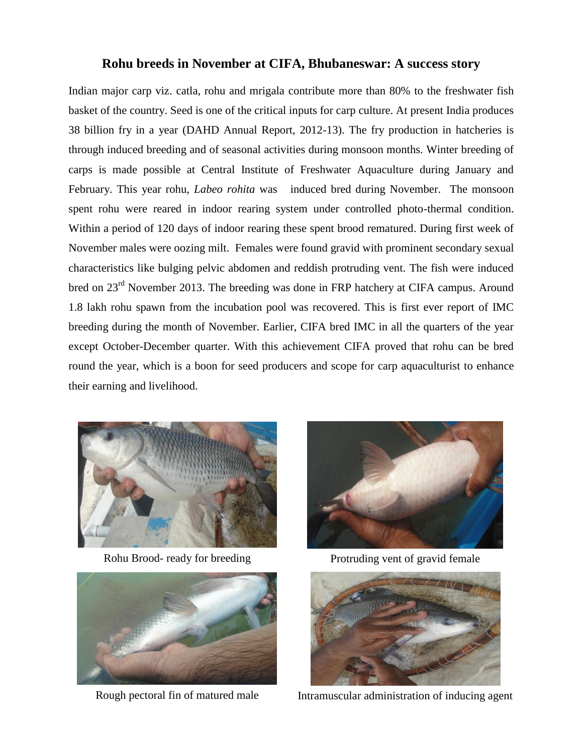# Rohu breeds in November at CIFA, Bhubaneswar: A success story

Indian major carp viz. catla, rohu and mrigala contribute more than 80% to the freshwater fish basket of the country. Seed is one of the critical inputs for carp culture. At present India produces 38 billion fry in a year (DAHD Annual Report, 2012-13). The fry production in hatcheries is through induced breeding and of seasonal activities during monsoon months. Winter breeding of carps is made possible at Central Institute of Freshwater Aquaculture during January and February. This year rohu, *Labeo rohita* was induced bred during November. The monsoon spent rohu were reared in indoor rearing system under controlled photo-thermal condition. Within a period of 120 days of indoor rearing these spent brood rematured. During first week of November males were oozing milt. Females were found gravid with prominent secondary sexual characteristics like bulging pelvic abdomen and reddish protruding vent. The fish were induced bred on 23rd November 2013. The breeding was done in FRP hatchery at CIFA campus. Around 1.8 lakh rohu spawn from the incubation pool was recovered. This is first ever report of IMC breeding during the month of November. Earlier, CIFA bred IMC in all the quarters of the year except October-December quarter. With this achievement CIFA proved that rohu can be bred round the year, which is a boon for seed producers and scope for carp aquaculturist to enhance their earning and livelihood.

Rohu Brood- ready for breeding

Protruding vent of gravid female

Rough pectoral fin of matured male

Intramuscular administration of inducing agent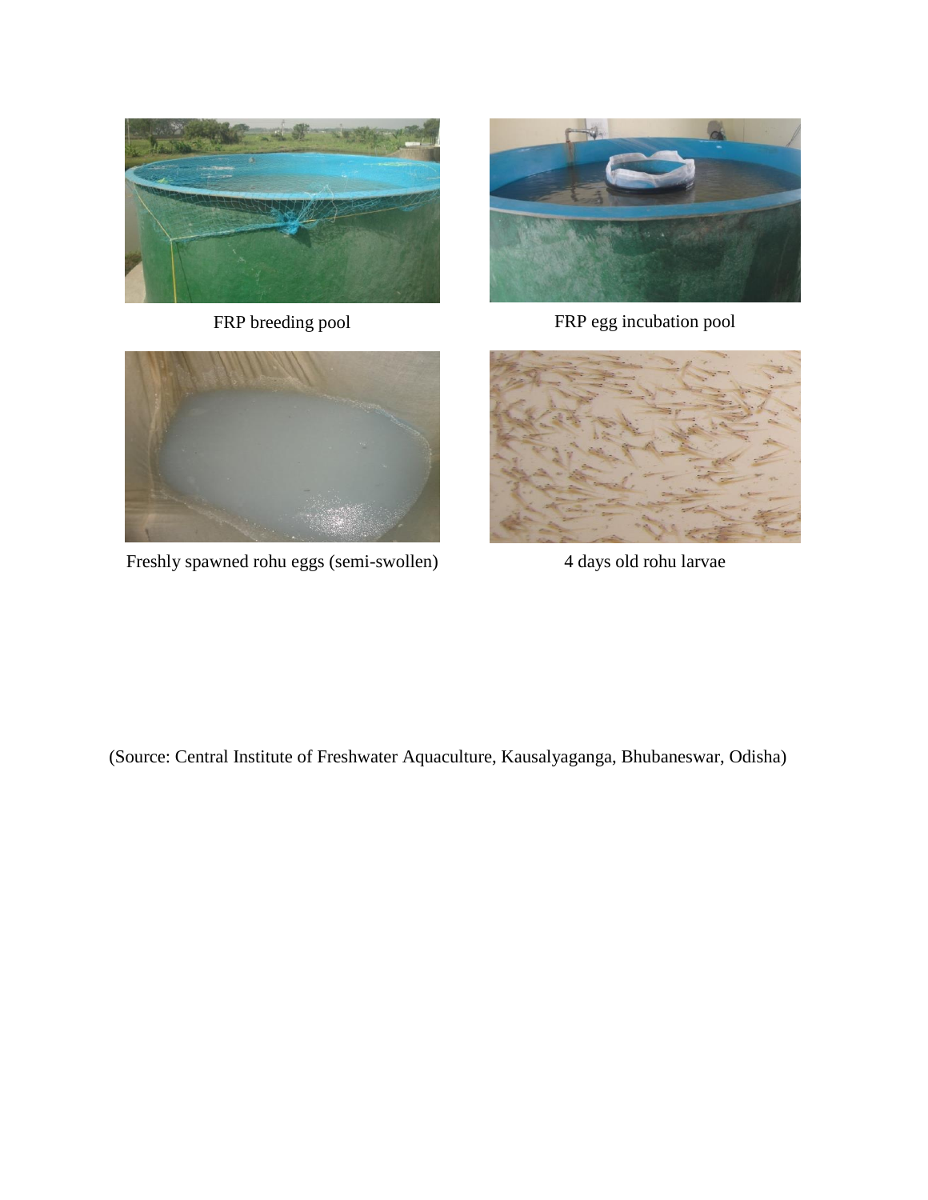FRP breeding pool

FRP egg incubation pool

Freshly spawned rohu eggs (semi-swollen)

4 days old rohu larvae

(Source: Central Institute of Freshwater Aquaculture, Kausalyaganga, Bhubaneswar, Odisha)